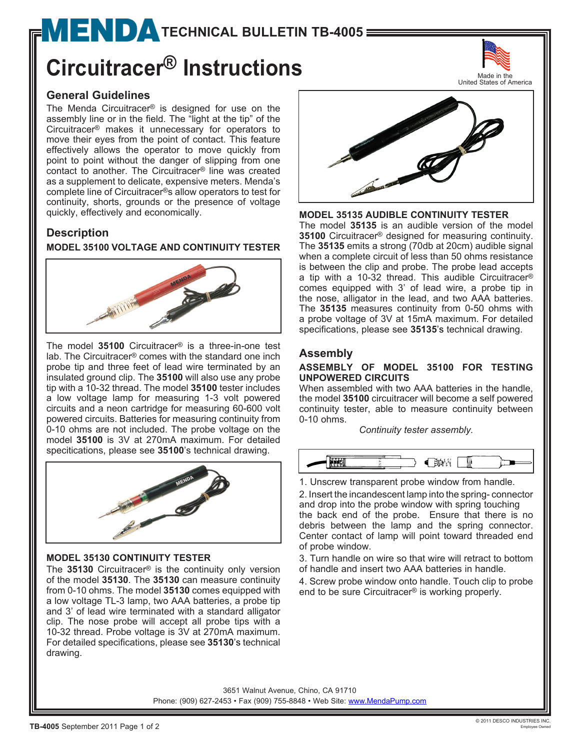# MENDA TECHNICAL BULLETIN TB-4005

# Circuitracer® Instructions

Made in the United States of America

## General Guidelines

The Menda Circuitracer® is designed for use on the assembly line or in the field. The "light at the tip" of the Circuitracer® makes it unnecessary for operators to move their eyes from the point of contact. This feature effectively allows the operator to move quickly from point to point without the danger of slipping from one contact to another. The Circuitracer® line was created as a supplement to delicate, expensive meters. Menda's complete line of Circuitracer®s allow operators to test for continuity, shorts, grounds or the presence of voltage quickly, effectively and economically.

## Description

### MODEL 35100 VOLTAGE AND CONTINUITY TESTER

The model **35100** Circuitracer® is a three-in-one test lab. The Circuitracer® comes with the standard one inch probe tip and three feet of lead wire terminated by an insulated ground clip. The **35100** will also use any probe tip with a 10-32 thread. The model **35100** tester includes a low voltage lamp for measuring 1-3 volt powered circuits and a neon cartridge for measuring 60-600 volt powered circuits. Batteries for measuring continuity from 0-10 ohms are not included. The probe voltage on the model **35100** is 3V at 270mA maximum. For detailed specitications, please see **35100**'s technical drawing.

### MODEL 35130 CONTINUITY TESTER

The **35130** Circuitracer® is the continuity only version of the model **35130**. The **35130** can measure continuity from 0-10 ohms. The model **35130** comes equipped with a low voltage TL-3 lamp, two AAA batteries, a probe tip and 3' of lead wire terminated with a standard alligator clip. The nose probe will accept all probe tips with a 10-32 thread. Probe voltage is 3V at 270mA maximum. For detailed specifications, please see **35130**'s technical drawing.

### MODEL 35135 AUDIBLE CONTINUITY TESTER

The model **35135** is an audible version of the model **35100** Circuitracer® designed for measuring continuity. The **35135** emits a strong (70db at 20cm) audible signal when a complete circuit of less than 50 ohms resistance is between the clip and probe. The probe lead accepts a tip with a 10-32 thread. This audible Circuitracer® comes equipped with 3' of lead wire, a probe tip in the nose, alligator in the lead, and two AAA batteries. The **35135** measures continuity from 0-50 ohms with a probe voltage of 3V at 15mA maximum. For detailed specifications, please see **35135**'s technical drawing.

## Assembly

### ASSEMBLY OF MODEL 35100 FOR TESTING UNPOWERED CIRCUITS

When assembled with two AAA batteries in the handle, the model **35100** circuitracer will become a self powered continuity tester, able to measure continuity between 0-10 ohms.

*Continuity tester assembly.*

1. Unscrew transparent probe window from handle.
2. Insert the incandescent lamp into the spring- connector and drop into the probe window with spring touching the back end of the probe. Ensure that there is no debris between the lamp and the spring connector. Center contact of lamp will point toward threaded end of probe window.
3. Turn handle on wire so that wire will retract to bottom of handle and insert two AAA batteries in handle.
4. Screw probe window onto handle. Touch clip to probe end to be sure Circuitracer® is working properly.

3651 Walnut Avenue, Chino, CA 91710
Phone: (909) 627-2453 • Fax (909) 755-8848 • Web Site: www.MendaPump.com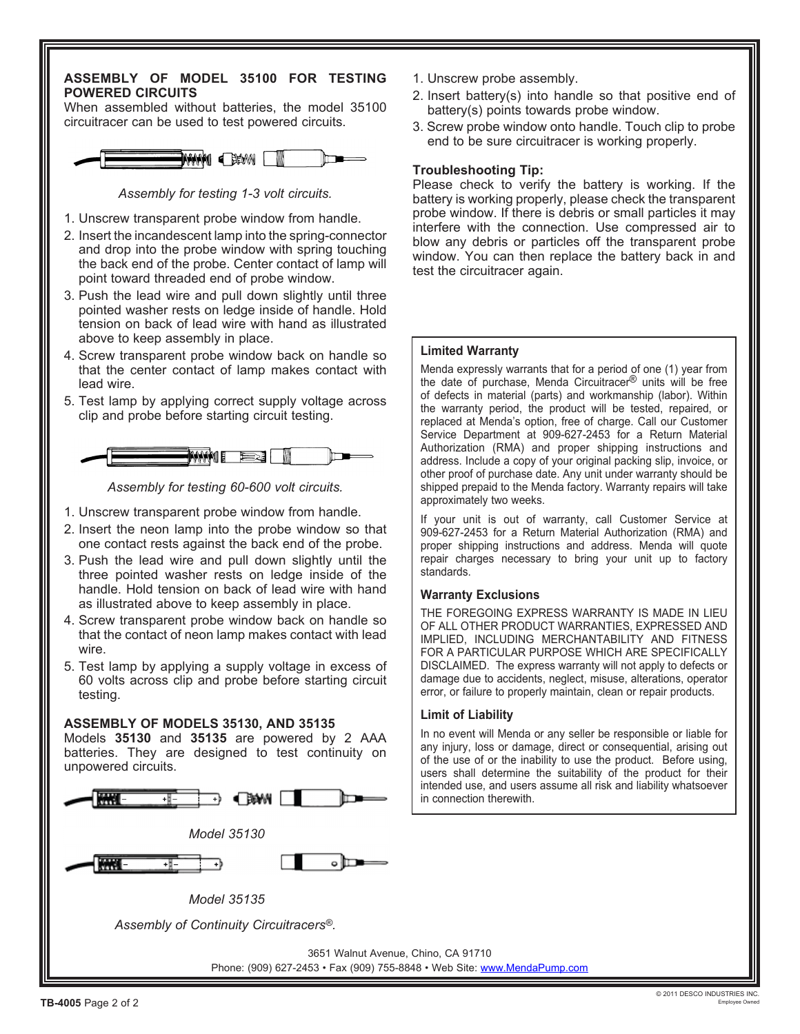## ASSEMBLY OF MODEL 35100 FOR TESTING POWERED CIRCUITS

When assembled without batteries, the model 35100 circuitracer can be used to test powered circuits.

*Assembly for testing 1-3 volt circuits.*

1. Unscrew transparent probe window from handle.
2. Insert the incandescent lamp into the spring-connector and drop into the probe window with spring touching the back end of the probe. Center contact of lamp will point toward threaded end of probe window.
3. Push the lead wire and pull down slightly until three pointed washer rests on ledge inside of handle. Hold tension on back of lead wire with hand as illustrated above to keep assembly in place.
4. Screw transparent probe window back on handle so that the center contact of lamp makes contact with lead wire.
5. Test lamp by applying correct supply voltage across clip and probe before starting circuit testing.

*Assembly for testing 60-600 volt circuits.*

1. Unscrew transparent probe window from handle.
2. Insert the neon lamp into the probe window so that one contact rests against the back end of the probe.
3. Push the lead wire and pull down slightly until the three pointed washer rests on ledge inside of the handle. Hold tension on back of lead wire with hand as illustrated above to keep assembly in place.
4. Screw transparent probe window back on handle so that the contact of neon lamp makes contact with lead wire.
5. Test lamp by applying a supply voltage in excess of 60 volts across clip and probe before starting circuit testing.

## ASSEMBLY OF MODELS 35130, AND 35135

Models **35130** and **35135** are powered by 2 AAA batteries. They are designed to test continuity on unpowered circuits.

*Model 35130*

*Model 35135*

*Assembly of Continuity Circuitracers®.*

1. Unscrew probe assembly.
2. Insert battery(s) into handle so that positive end of battery(s) points towards probe window.
3. Screw probe window onto handle. Touch clip to probe end to be sure circuitracer is working properly.

### Troubleshooting Tip:

Please check to verify the battery is working. If the battery is working properly, please check the transparent probe window. If there is debris or small particles it may interfere with the connection. Use compressed air to blow any debris or particles off the transparent probe window. You can then replace the battery back in and test the circuitracer again.

### Limited Warranty

Menda expressly warrants that for a period of one (1) year from the date of purchase, Menda Circuitracer® units will be free of defects in material (parts) and workmanship (labor). Within the warranty period, the product will be tested, repaired, or replaced at Menda's option, free of charge. Call our Customer Service Department at 909-627-2453 for a Return Material Authorization (RMA) and proper shipping instructions and address. Include a copy of your original packing slip, invoice, or other proof of purchase date. Any unit under warranty should be shipped prepaid to the Menda factory. Warranty repairs will take approximately two weeks.

If your unit is out of warranty, call Customer Service at 909-627-2453 for a Return Material Authorization (RMA) and proper shipping instructions and address. Menda will quote repair charges necessary to bring your unit up to factory standards.

### Warranty Exclusions

THE FOREGOING EXPRESS WARRANTY IS MADE IN LIEU OF ALL OTHER PRODUCT WARRANTIES, EXPRESSED AND IMPLIED, INCLUDING MERCHANTABILITY AND FITNESS FOR A PARTICULAR PURPOSE WHICH ARE SPECIFICALLY DISCLAIMED. The express warranty will not apply to defects or damage due to accidents, neglect, misuse, alterations, operator error, or failure to properly maintain, clean or repair products.

### Limit of Liability

In no event will Menda or any seller be responsible or liable for any injury, loss or damage, direct or consequential, arising out of the use of or the inability to use the product. Before using, users shall determine the suitability of the product for their intended use, and users assume all risk and liability whatsoever in connection therewith.

3651 Walnut Avenue, Chino, CA 91710
Phone: (909) 627-2453 • Fax (909) 755-8848 • Web Site: www.MendaPump.com

TB-4005

© 2011 DESCO INDUSTRIES INC.
Employee Owned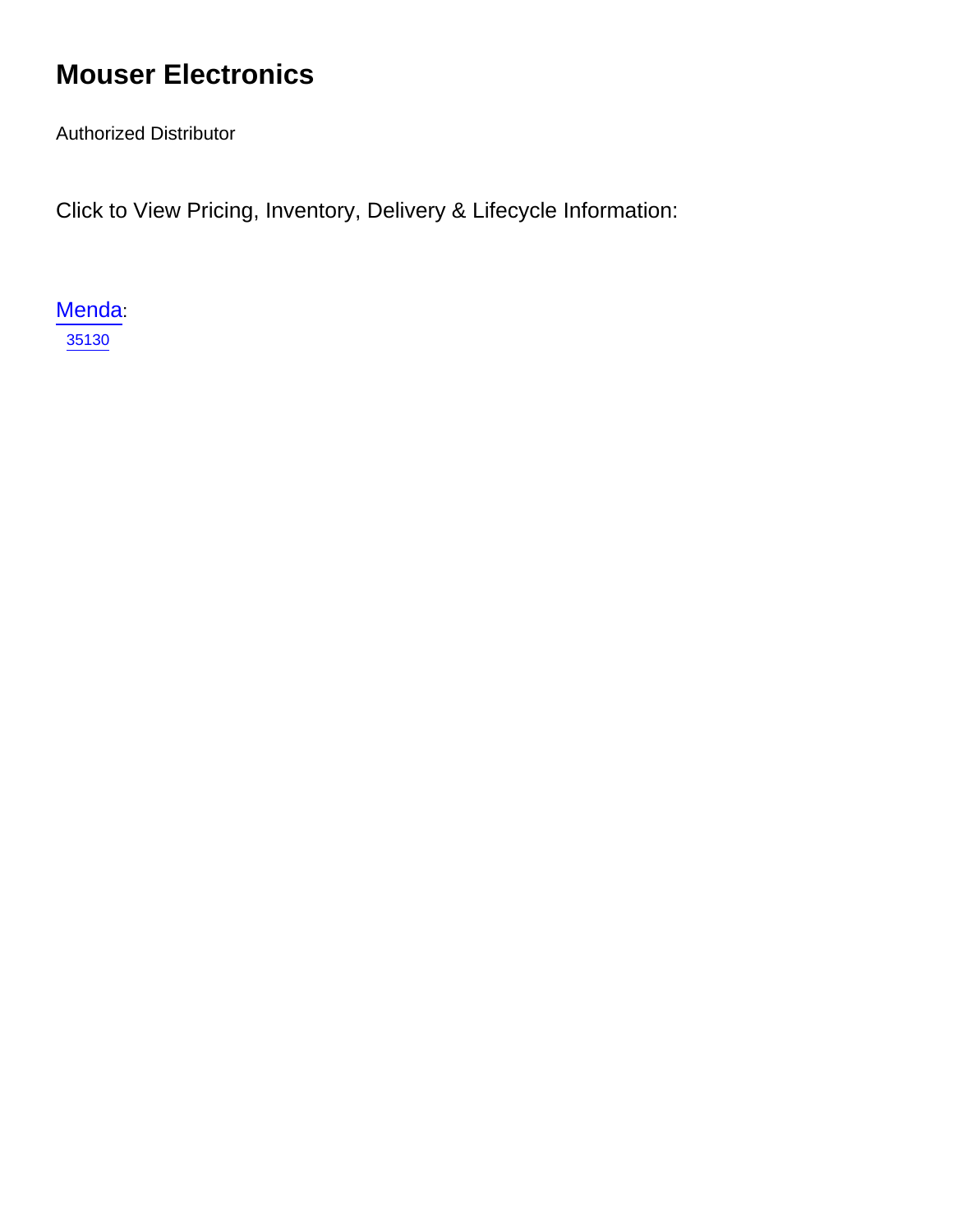# Mouser Electronics

Authorized Distributor

Click to View Pricing, Inventory, Delivery & Lifecycle Information:

Menda:

35130